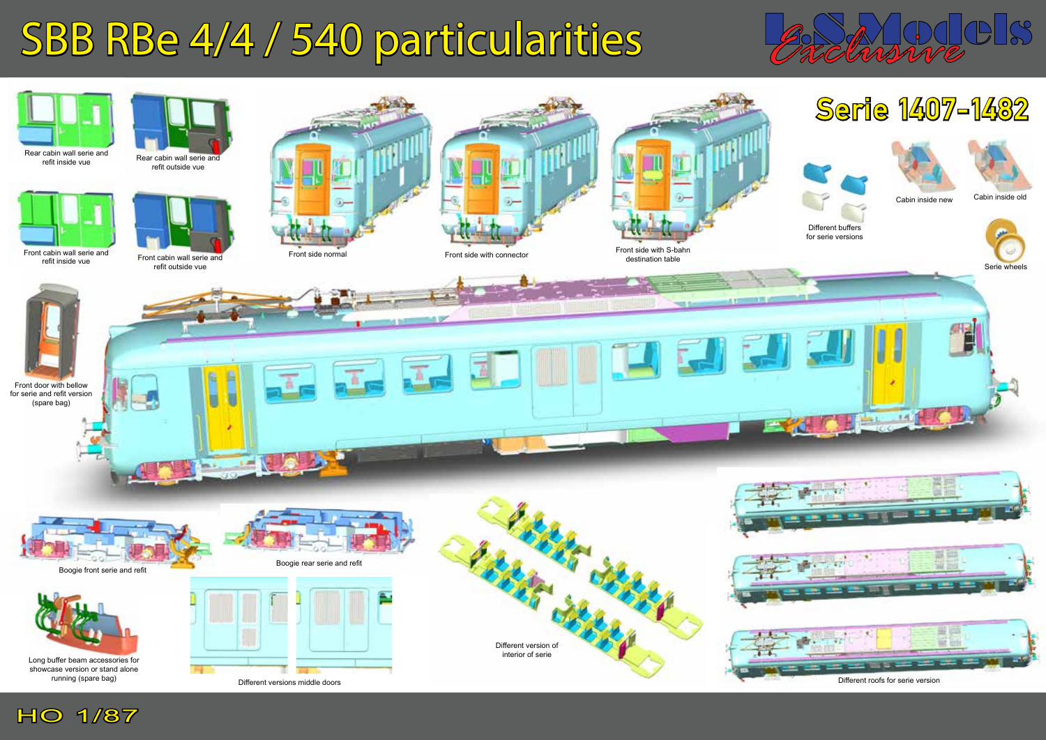# SBB RBe 4/4 / 540 particularities

L.S.Models *Exclusive*

## Serie 1407-1482

Rear cabin wall serie and refit inside vue

Rear cabin wall serie and refit outside vue

Front cabin wall serie and refit inside vue

Front cabin wall serie and refit outside vue

Front side normal

Front side with connector

Front side with S-bahn destination table

Different buffers for serie versions

Cabin inside new

Cabin inside old

Serie wheels

Front door with bellow for serie and refit version (spare bag)

Boogie front serie and refit

Boogie rear serie and refit

Long buffer beam accessories for showcase version or stand alone running (spare bag)

Different versions middle doors

Different version of interior of serie

Different roofs for serie version

HO 1/87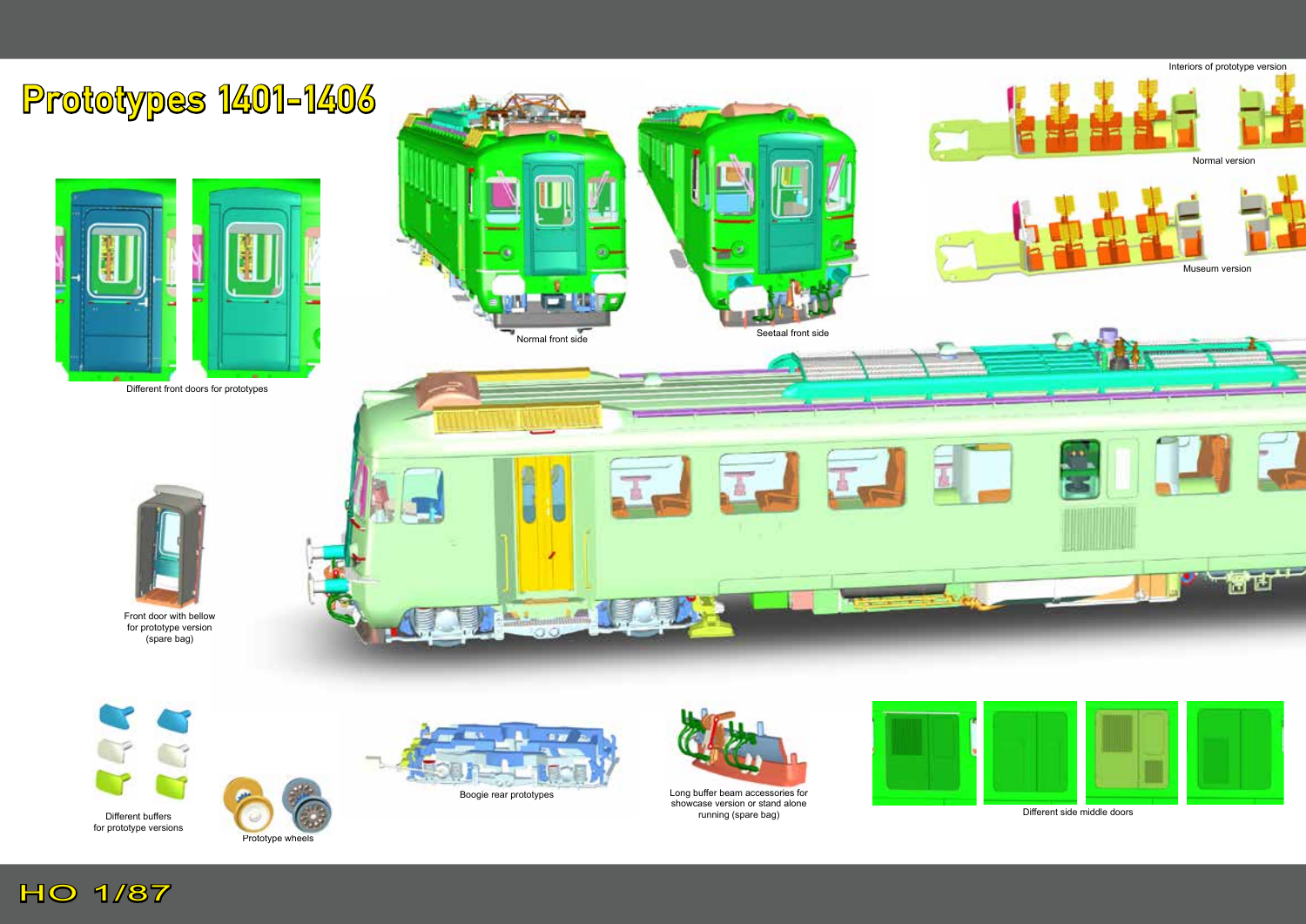# Prototypes 1401-1406

Interiors of prototype version

Normal version

Museum version

Different front doors for prototypes

Normal front side

Seetaal front side

Front door with bellow for prototype version (spare bag)

Different buffers for prototype versions

Prototype wheels

Boogie rear prototypes

Long buffer beam accessories for showcase version or stand alone running (spare bag)

Different side middle doors

HO 1/87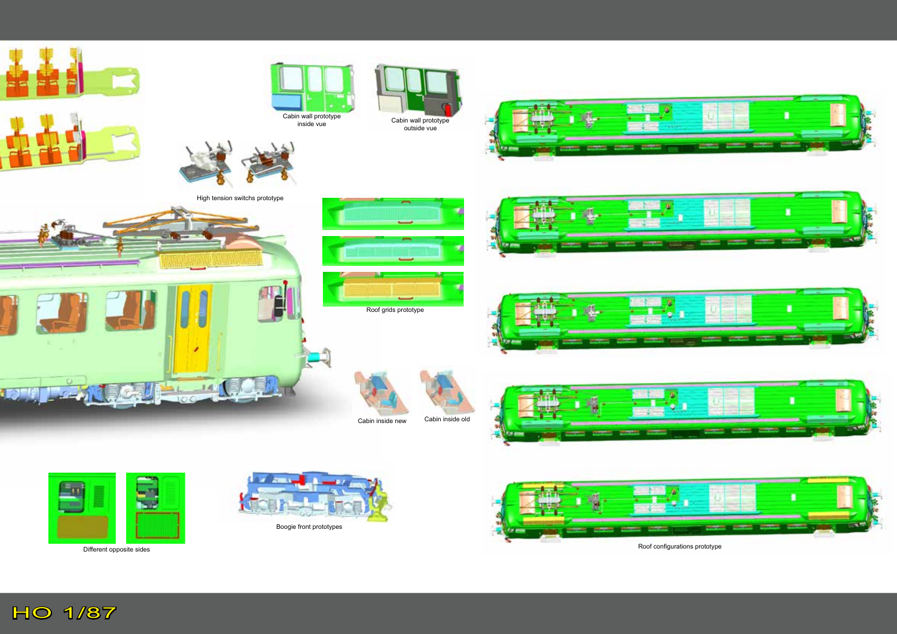Cabin wall prototype inside vue

Cabin wall prototype outside vue

High tension switchs prototype

Roof grids prototype

Cabin inside new

Cabin inside old

Different opposite sides

Boogie front prototypes

Roof configurations prototype

HO 1/87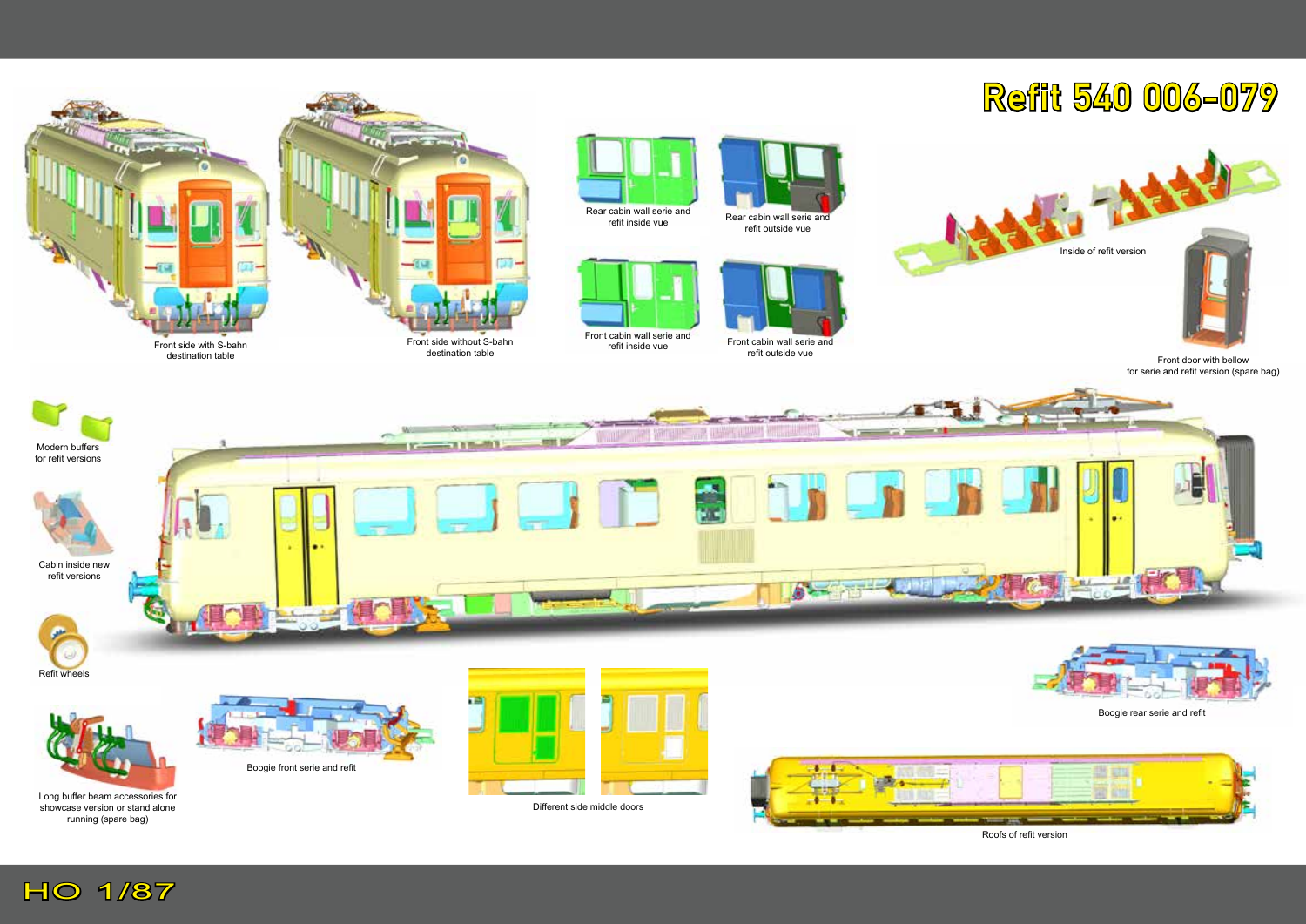# Refit 540 006-079

Front side with S-bahn destination table

Front side without S-bahn destination table

Rear cabin wall serie and refit inside vue

Rear cabin wall serie and refit outside vue

Front cabin wall serie and refit inside vue

Front cabin wall serie and refit outside vue

Inside of refit version

Front door with bellow for serie and refit version (spare bag)

Modern buffers for refit versions

Cabin inside new refit versions

Refit wheels

Long buffer beam accessories for showcase version or stand alone running (spare bag)

Boogie front serie and refit

Different side middle doors

Boogie rear serie and refit

Roofs of refit version

HO 1/87